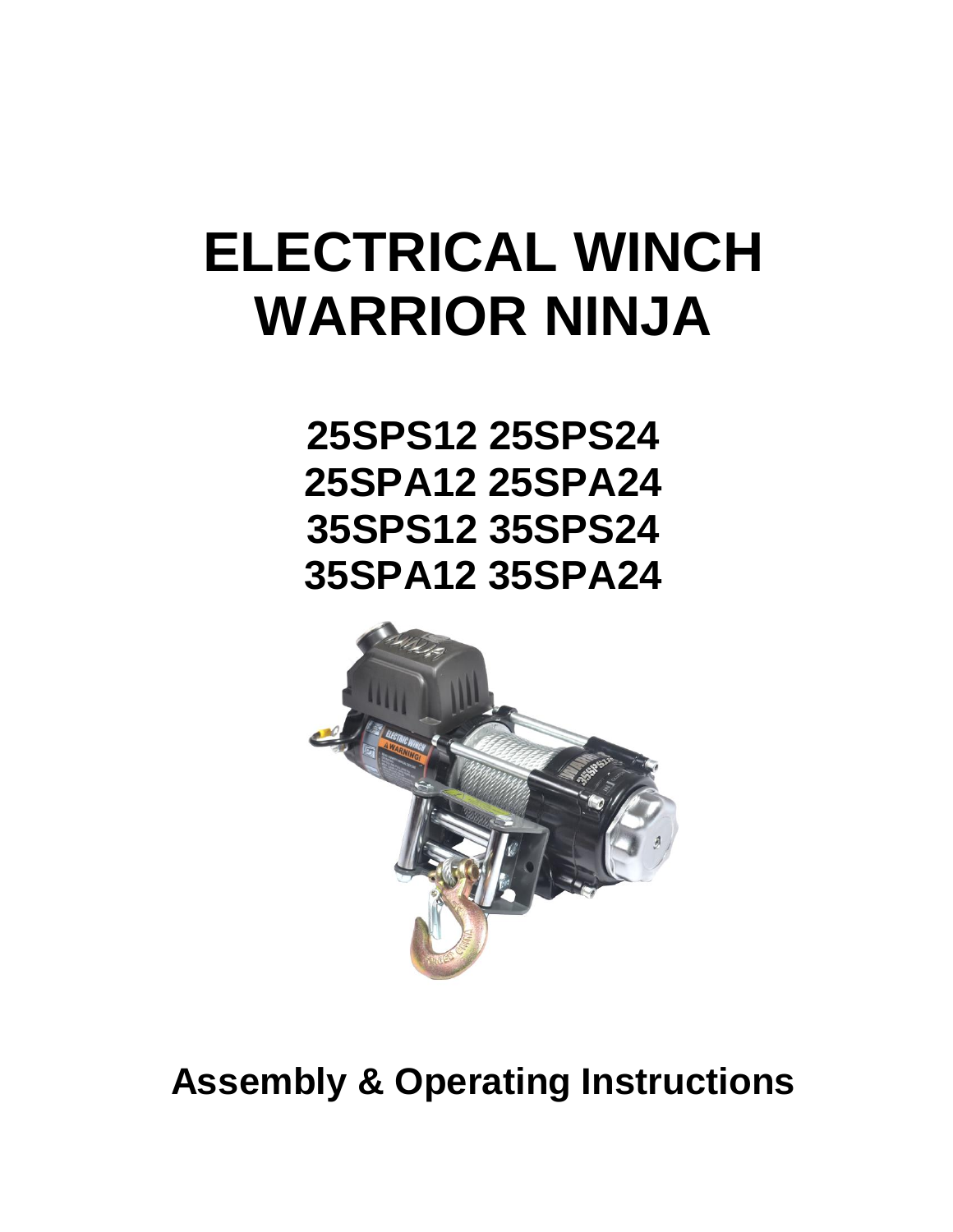# ELECTRICAL WINCH
# WARRIOR NINJA

## 25SPS12 25SPS24
## 25SPA12 25SPA24
## 35SPS12 35SPS24
## 35SPA12 35SPA24

## Assembly & Operating Instructions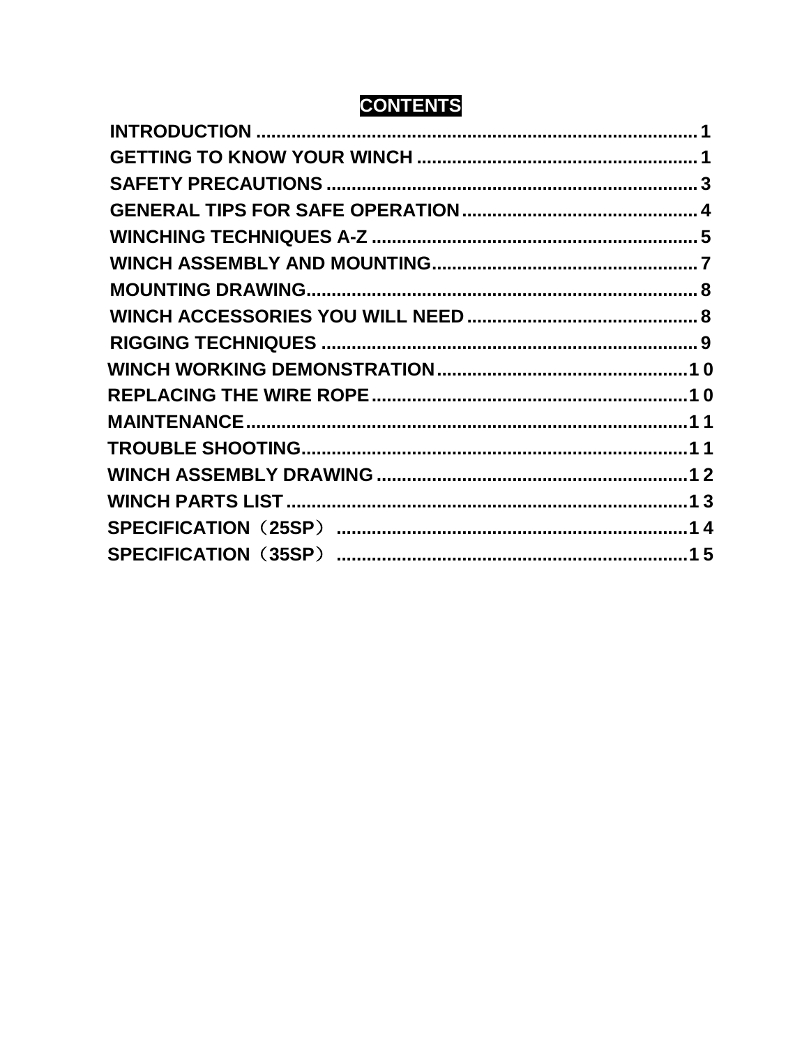# CONTENTS

INTRODUCTION ........................................................................................ 1
GETTING TO KNOW YOUR WINCH ........................................................ 1
SAFETY PRECAUTIONS .......................................................................... 3
GENERAL TIPS FOR SAFE OPERATION ............................................... 4
WINCHING TECHNIQUES A-Z ................................................................. 5
WINCH ASSEMBLY AND MOUNTING ..................................................... 7
MOUNTING DRAWING ............................................................................. 8
WINCH ACCESSORIES YOU WILL NEED .............................................. 8
RIGGING TECHNIQUES ........................................................................... 9
WINCH WORKING DEMONSTRATION .................................................. 10
REPLACING THE WIRE ROPE ............................................................... 10
MAINTENANCE ........................................................................................ 11
TROUBLE SHOOTING ............................................................................. 11
WINCH ASSEMBLY DRAWING ............................................................... 12
WINCH PARTS LIST ................................................................................. 13
SPECIFICATION（25SP） ...................................................................... 14
SPECIFICATION（35SP） ...................................................................... 15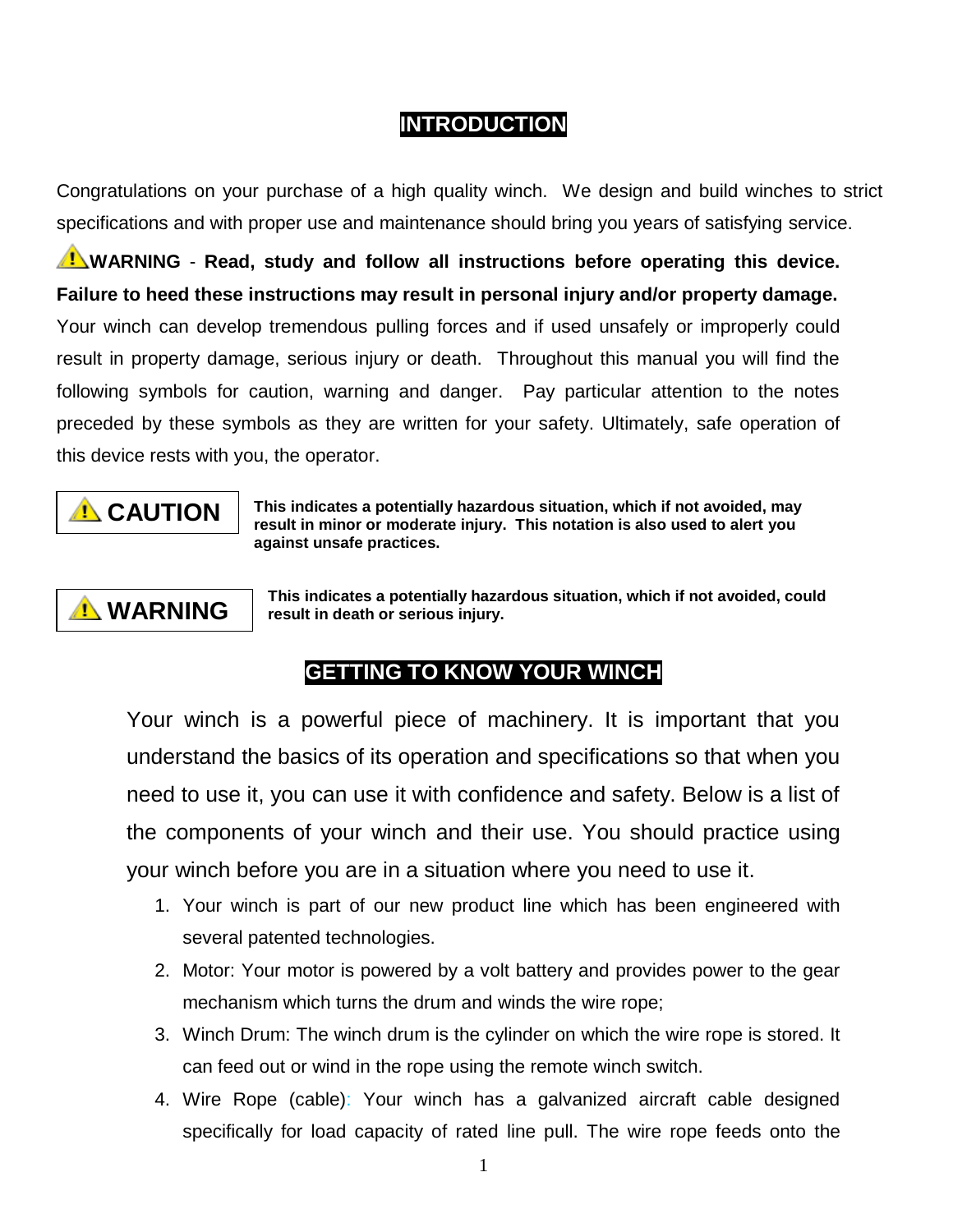# INTRODUCTION

Congratulations on your purchase of a high quality winch. We design and build winches to strict specifications and with proper use and maintenance should bring you years of satisfying service.

⚠ **WARNING** - **Read, study and follow all instructions before operating this device. Failure to heed these instructions may result in personal injury and/or property damage.** Your winch can develop tremendous pulling forces and if used unsafely or improperly could result in property damage, serious injury or death. Throughout this manual you will find the following symbols for caution, warning and danger. Pay particular attention to the notes preceded by these symbols as they are written for your safety. Ultimately, safe operation of this device rests with you, the operator.

| ⚠ **CAUTION** | **This indicates a potentially hazardous situation, which if not avoided, may result in minor or moderate injury. This notation is also used to alert you against unsafe practices.** |
|---|---|
| ⚠ **WARNING** | **This indicates a potentially hazardous situation, which if not avoided, could result in death or serious injury.** |

# GETTING TO KNOW YOUR WINCH

Your winch is a powerful piece of machinery. It is important that you understand the basics of its operation and specifications so that when you need to use it, you can use it with confidence and safety. Below is a list of the components of your winch and their use. You should practice using your winch before you are in a situation where you need to use it.

1. Your winch is part of our new product line which has been engineered with several patented technologies.
2. Motor: Your motor is powered by a volt battery and provides power to the gear mechanism which turns the drum and winds the wire rope;
3. Winch Drum: The winch drum is the cylinder on which the wire rope is stored. It can feed out or wind in the rope using the remote winch switch.
4. Wire Rope (cable): Your winch has a galvanized aircraft cable designed specifically for load capacity of rated line pull. The wire rope feeds onto the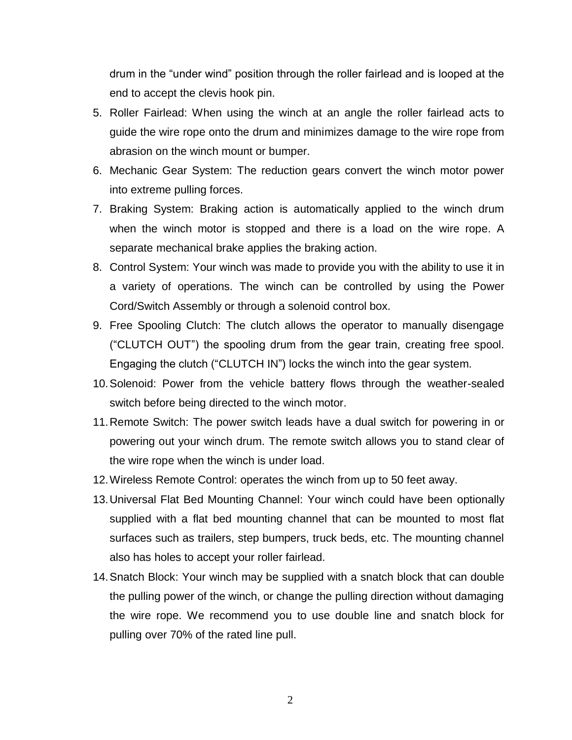drum in the "under wind" position through the roller fairlead and is looped at the end to accept the clevis hook pin.

5. Roller Fairlead: When using the winch at an angle the roller fairlead acts to guide the wire rope onto the drum and minimizes damage to the wire rope from abrasion on the winch mount or bumper.
6. Mechanic Gear System: The reduction gears convert the winch motor power into extreme pulling forces.
7. Braking System: Braking action is automatically applied to the winch drum when the winch motor is stopped and there is a load on the wire rope. A separate mechanical brake applies the braking action.
8. Control System: Your winch was made to provide you with the ability to use it in a variety of operations. The winch can be controlled by using the Power Cord/Switch Assembly or through a solenoid control box.
9. Free Spooling Clutch: The clutch allows the operator to manually disengage ("CLUTCH OUT") the spooling drum from the gear train, creating free spool. Engaging the clutch ("CLUTCH IN") locks the winch into the gear system.
10. Solenoid: Power from the vehicle battery flows through the weather-sealed switch before being directed to the winch motor.
11. Remote Switch: The power switch leads have a dual switch for powering in or powering out your winch drum. The remote switch allows you to stand clear of the wire rope when the winch is under load.
12. Wireless Remote Control: operates the winch from up to 50 feet away.
13. Universal Flat Bed Mounting Channel: Your winch could have been optionally supplied with a flat bed mounting channel that can be mounted to most flat surfaces such as trailers, step bumpers, truck beds, etc. The mounting channel also has holes to accept your roller fairlead.
14. Snatch Block: Your winch may be supplied with a snatch block that can double the pulling power of the winch, or change the pulling direction without damaging the wire rope. We recommend you to use double line and snatch block for pulling over 70% of the rated line pull.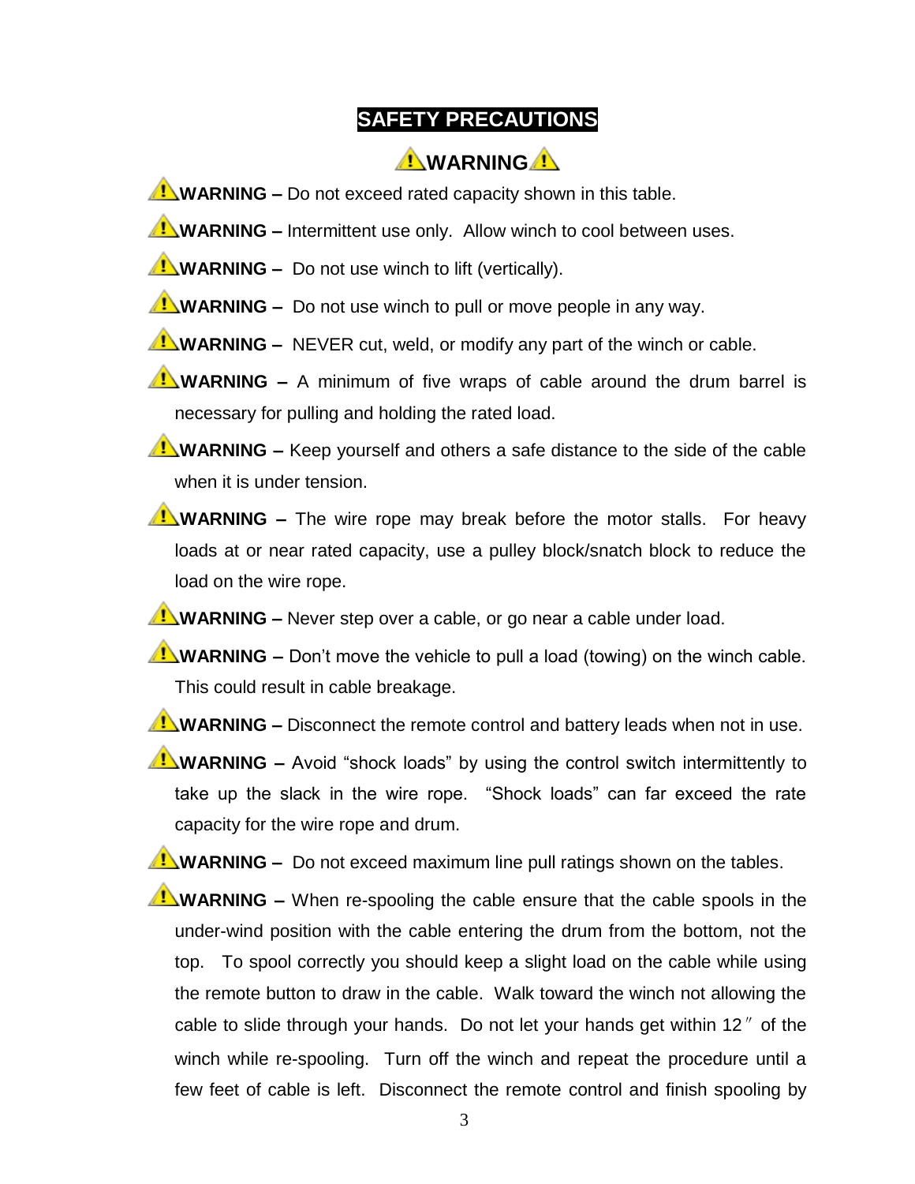# SAFETY PRECAUTIONS

## ⚠WARNING⚠

⚠**WARNING –** Do not exceed rated capacity shown in this table.

⚠**WARNING –** Intermittent use only. Allow winch to cool between uses.

⚠**WARNING –** Do not use winch to lift (vertically).

⚠**WARNING –** Do not use winch to pull or move people in any way.

⚠**WARNING –** NEVER cut, weld, or modify any part of the winch or cable.

⚠**WARNING –** A minimum of five wraps of cable around the drum barrel is necessary for pulling and holding the rated load.

⚠**WARNING –** Keep yourself and others a safe distance to the side of the cable when it is under tension.

⚠**WARNING –** The wire rope may break before the motor stalls. For heavy loads at or near rated capacity, use a pulley block/snatch block to reduce the load on the wire rope.

⚠**WARNING –** Never step over a cable, or go near a cable under load.

⚠**WARNING –** Don't move the vehicle to pull a load (towing) on the winch cable. This could result in cable breakage.

⚠**WARNING –** Disconnect the remote control and battery leads when not in use.

⚠**WARNING –** Avoid "shock loads" by using the control switch intermittently to take up the slack in the wire rope. "Shock loads" can far exceed the rate capacity for the wire rope and drum.

⚠**WARNING –** Do not exceed maximum line pull ratings shown on the tables.

⚠**WARNING –** When re-spooling the cable ensure that the cable spools in the under-wind position with the cable entering the drum from the bottom, not the top. To spool correctly you should keep a slight load on the cable while using the remote button to draw in the cable. Walk toward the winch not allowing the cable to slide through your hands. Do not let your hands get within 12″ of the winch while re-spooling. Turn off the winch and repeat the procedure until a few feet of cable is left. Disconnect the remote control and finish spooling by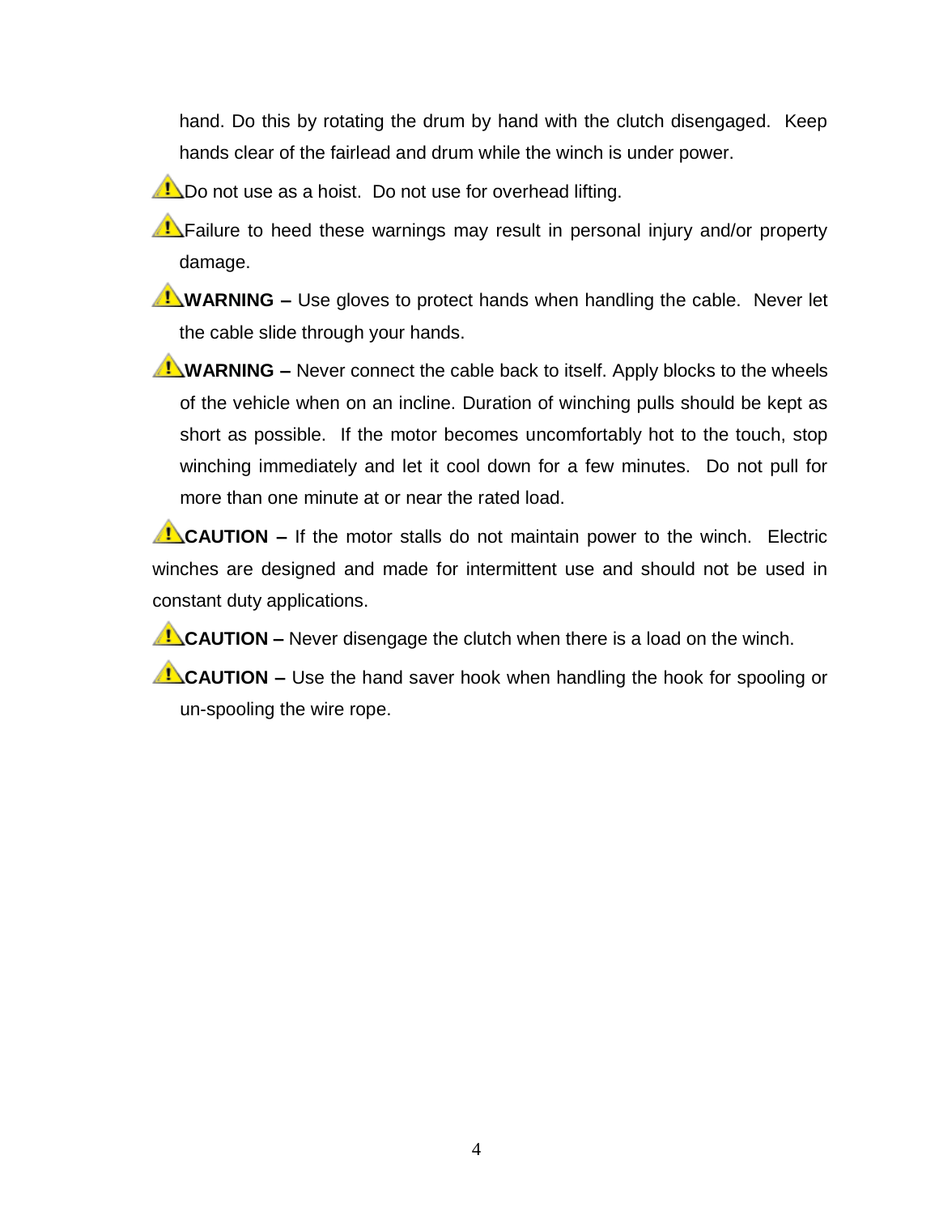hand. Do this by rotating the drum by hand with the clutch disengaged. Keep hands clear of the fairlead and drum while the winch is under power.

⚠ Do not use as a hoist. Do not use for overhead lifting.

⚠ Failure to heed these warnings may result in personal injury and/or property damage.

⚠ **WARNING –** Use gloves to protect hands when handling the cable. Never let the cable slide through your hands.

⚠ **WARNING –** Never connect the cable back to itself. Apply blocks to the wheels of the vehicle when on an incline. Duration of winching pulls should be kept as short as possible. If the motor becomes uncomfortably hot to the touch, stop winching immediately and let it cool down for a few minutes. Do not pull for more than one minute at or near the rated load.

⚠ **CAUTION –** If the motor stalls do not maintain power to the winch. Electric winches are designed and made for intermittent use and should not be used in constant duty applications.

⚠ **CAUTION –** Never disengage the clutch when there is a load on the winch.

⚠ **CAUTION –** Use the hand saver hook when handling the hook for spooling or un-spooling the wire rope.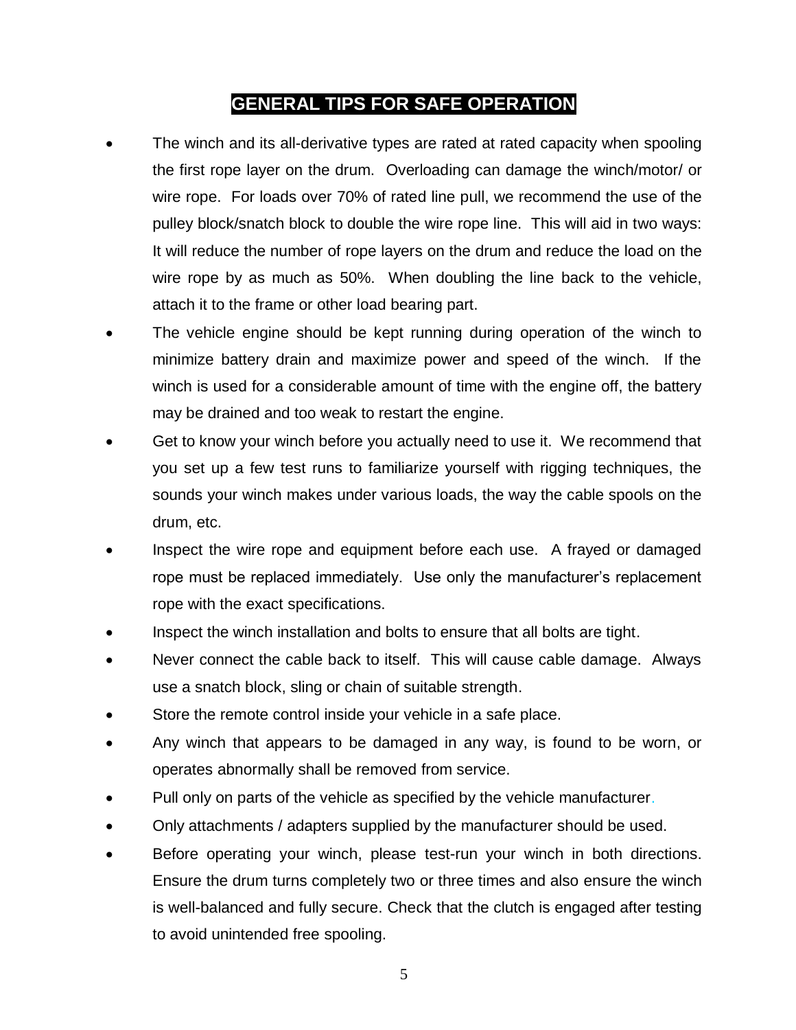## GENERAL TIPS FOR SAFE OPERATION

- The winch and its all-derivative types are rated at rated capacity when spooling the first rope layer on the drum. Overloading can damage the winch/motor/ or wire rope. For loads over 70% of rated line pull, we recommend the use of the pulley block/snatch block to double the wire rope line. This will aid in two ways: It will reduce the number of rope layers on the drum and reduce the load on the wire rope by as much as 50%. When doubling the line back to the vehicle, attach it to the frame or other load bearing part.
- The vehicle engine should be kept running during operation of the winch to minimize battery drain and maximize power and speed of the winch. If the winch is used for a considerable amount of time with the engine off, the battery may be drained and too weak to restart the engine.
- Get to know your winch before you actually need to use it. We recommend that you set up a few test runs to familiarize yourself with rigging techniques, the sounds your winch makes under various loads, the way the cable spools on the drum, etc.
- Inspect the wire rope and equipment before each use. A frayed or damaged rope must be replaced immediately. Use only the manufacturer's replacement rope with the exact specifications.
- Inspect the winch installation and bolts to ensure that all bolts are tight.
- Never connect the cable back to itself. This will cause cable damage. Always use a snatch block, sling or chain of suitable strength.
- Store the remote control inside your vehicle in a safe place.
- Any winch that appears to be damaged in any way, is found to be worn, or operates abnormally shall be removed from service.
- Pull only on parts of the vehicle as specified by the vehicle manufacturer.
- Only attachments / adapters supplied by the manufacturer should be used.
- Before operating your winch, please test-run your winch in both directions. Ensure the drum turns completely two or three times and also ensure the winch is well-balanced and fully secure. Check that the clutch is engaged after testing to avoid unintended free spooling.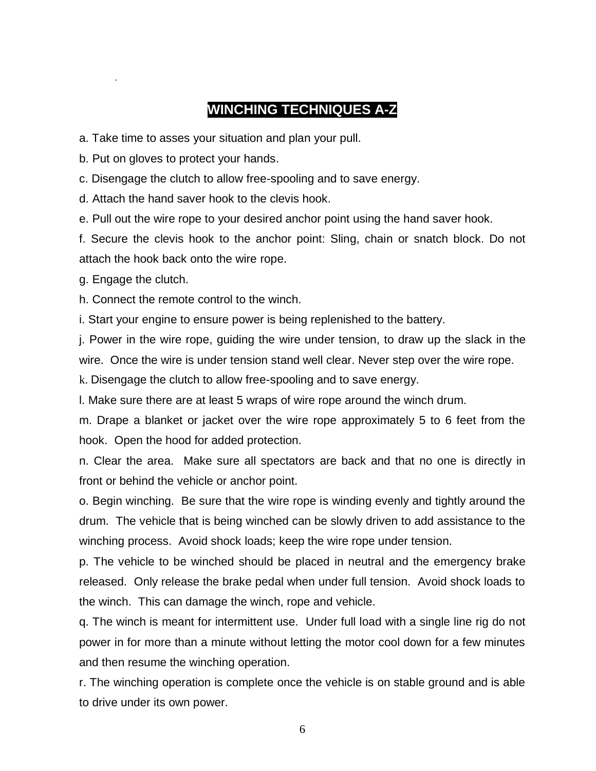## WINCHING TECHNIQUES A-Z

a. Take time to asses your situation and plan your pull.

b. Put on gloves to protect your hands.

c. Disengage the clutch to allow free-spooling and to save energy.

d. Attach the hand saver hook to the clevis hook.

e. Pull out the wire rope to your desired anchor point using the hand saver hook.

f. Secure the clevis hook to the anchor point: Sling, chain or snatch block. Do not attach the hook back onto the wire rope.

g. Engage the clutch.

h. Connect the remote control to the winch.

i. Start your engine to ensure power is being replenished to the battery.

j. Power in the wire rope, guiding the wire under tension, to draw up the slack in the wire. Once the wire is under tension stand well clear. Never step over the wire rope.

k. Disengage the clutch to allow free-spooling and to save energy.

l. Make sure there are at least 5 wraps of wire rope around the winch drum.

m. Drape a blanket or jacket over the wire rope approximately 5 to 6 feet from the hook. Open the hood for added protection.

n. Clear the area. Make sure all spectators are back and that no one is directly in front or behind the vehicle or anchor point.

o. Begin winching. Be sure that the wire rope is winding evenly and tightly around the drum. The vehicle that is being winched can be slowly driven to add assistance to the winching process. Avoid shock loads; keep the wire rope under tension.

p. The vehicle to be winched should be placed in neutral and the emergency brake released. Only release the brake pedal when under full tension. Avoid shock loads to the winch. This can damage the winch, rope and vehicle.

q. The winch is meant for intermittent use. Under full load with a single line rig do not power in for more than a minute without letting the motor cool down for a few minutes and then resume the winching operation.

r. The winching operation is complete once the vehicle is on stable ground and is able to drive under its own power.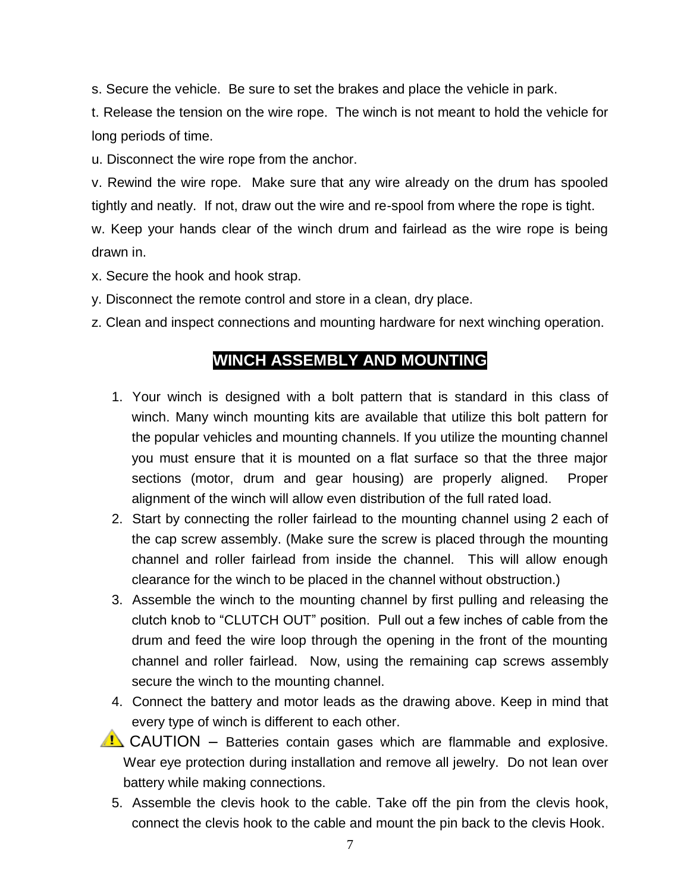s. Secure the vehicle. Be sure to set the brakes and place the vehicle in park.

t. Release the tension on the wire rope. The winch is not meant to hold the vehicle for long periods of time.

u. Disconnect the wire rope from the anchor.

v. Rewind the wire rope. Make sure that any wire already on the drum has spooled tightly and neatly. If not, draw out the wire and re-spool from where the rope is tight.

w. Keep your hands clear of the winch drum and fairlead as the wire rope is being drawn in.

x. Secure the hook and hook strap.

y. Disconnect the remote control and store in a clean, dry place.

z. Clean and inspect connections and mounting hardware for next winching operation.

## WINCH ASSEMBLY AND MOUNTING

1. Your winch is designed with a bolt pattern that is standard in this class of winch. Many winch mounting kits are available that utilize this bolt pattern for the popular vehicles and mounting channels. If you utilize the mounting channel you must ensure that it is mounted on a flat surface so that the three major sections (motor, drum and gear housing) are properly aligned. Proper alignment of the winch will allow even distribution of the full rated load.
2. Start by connecting the roller fairlead to the mounting channel using 2 each of the cap screw assembly. (Make sure the screw is placed through the mounting channel and roller fairlead from inside the channel. This will allow enough clearance for the winch to be placed in the channel without obstruction.)
3. Assemble the winch to the mounting channel by first pulling and releasing the clutch knob to "CLUTCH OUT" position. Pull out a few inches of cable from the drum and feed the wire loop through the opening in the front of the mounting channel and roller fairlead. Now, using the remaining cap screws assembly secure the winch to the mounting channel.
4. Connect the battery and motor leads as the drawing above. Keep in mind that every type of winch is different to each other.

⚠ CAUTION – Batteries contain gases which are flammable and explosive. Wear eye protection during installation and remove all jewelry. Do not lean over battery while making connections.

5. Assemble the clevis hook to the cable. Take off the pin from the clevis hook, connect the clevis hook to the cable and mount the pin back to the clevis Hook.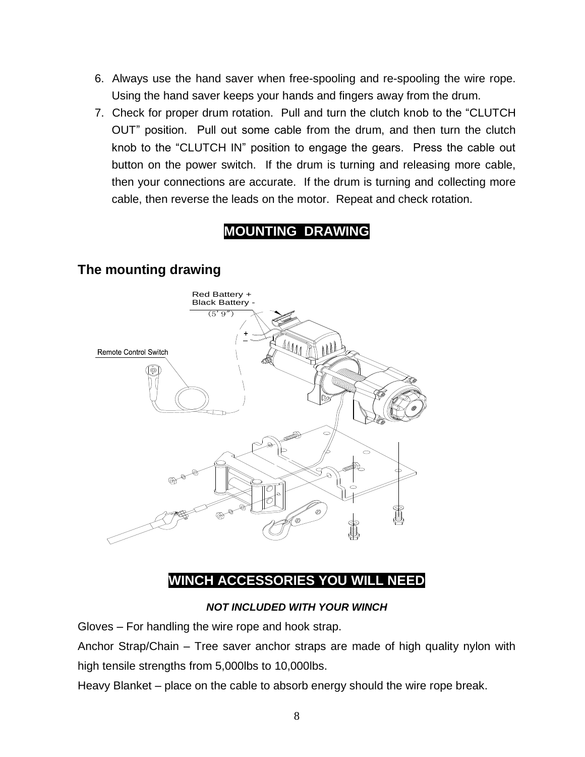6. Always use the hand saver when free-spooling and re-spooling the wire rope. Using the hand saver keeps your hands and fingers away from the drum.
7. Check for proper drum rotation. Pull and turn the clutch knob to the “CLUTCH OUT” position. Pull out some cable from the drum, and then turn the clutch knob to the “CLUTCH IN” position to engage the gears. Press the cable out button on the power switch. If the drum is turning and releasing more cable, then your connections are accurate. If the drum is turning and collecting more cable, then reverse the leads on the motor. Repeat and check rotation.

## MOUNTING DRAWING

### The mounting drawing

## WINCH ACCESSORIES YOU WILL NEED

***NOT INCLUDED WITH YOUR WINCH***

Gloves – For handling the wire rope and hook strap.

Anchor Strap/Chain – Tree saver anchor straps are made of high quality nylon with high tensile strengths from 5,000lbs to 10,000lbs.

Heavy Blanket – place on the cable to absorb energy should the wire rope break.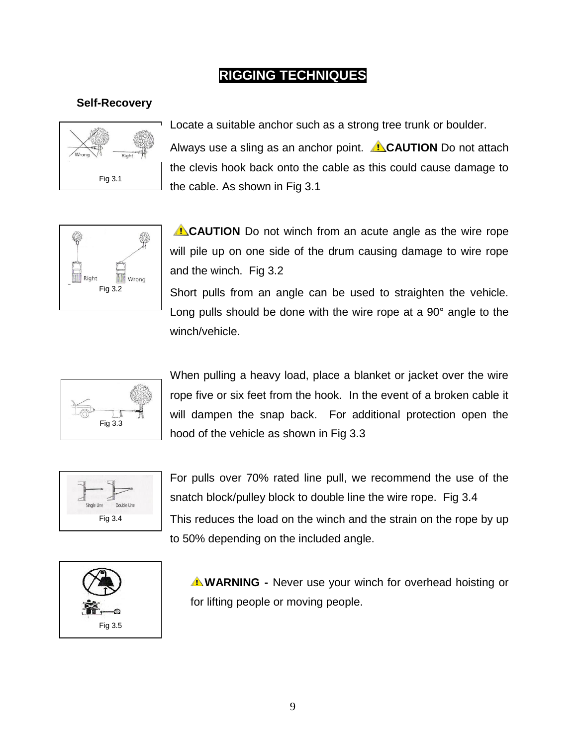# RIGGING TECHNIQUES

### Self-Recovery

Wrong    Right

Fig 3.1

Locate a suitable anchor such as a strong tree trunk or boulder. Always use a sling as an anchor point. ⚠**CAUTION** Do not attach the clevis hook back onto the cable as this could cause damage to the cable. As shown in Fig 3.1

Right    Wrong

Fig 3.2

⚠**CAUTION** Do not winch from an acute angle as the wire rope will pile up on one side of the drum causing damage to wire rope and the winch. Fig 3.2

Short pulls from an angle can be used to straighten the vehicle. Long pulls should be done with the wire rope at a 90° angle to the winch/vehicle.

Fig 3.3

When pulling a heavy load, place a blanket or jacket over the wire rope five or six feet from the hook. In the event of a broken cable it will dampen the snap back. For additional protection open the hood of the vehicle as shown in Fig 3.3

Single Line    Double Line

Fig 3.4

For pulls over 70% rated line pull, we recommend the use of the snatch block/pulley block to double line the wire rope. Fig 3.4

This reduces the load on the winch and the strain on the rope by up to 50% depending on the included angle.

Fig 3.5

⚠**WARNING -** Never use your winch for overhead hoisting or for lifting people or moving people.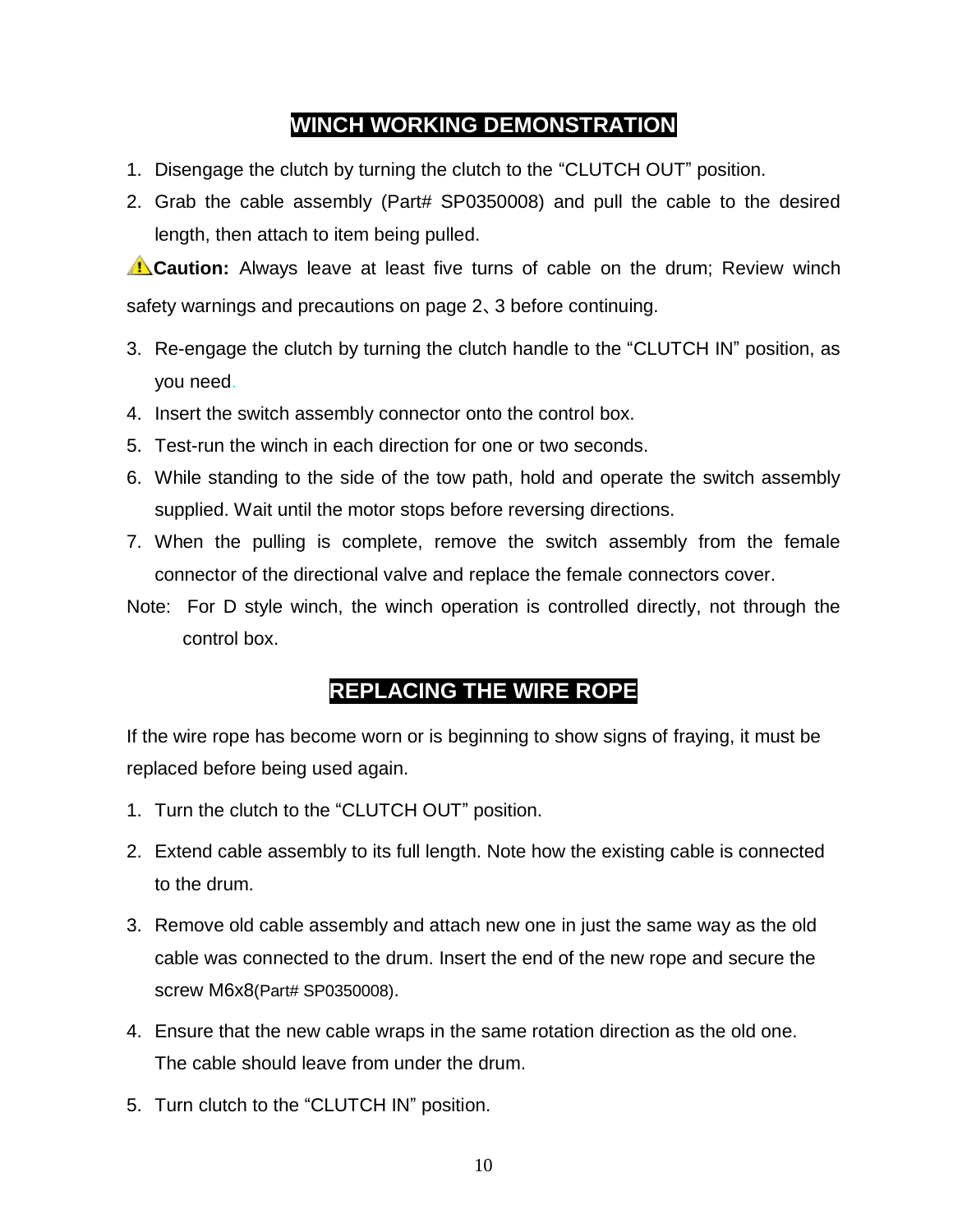## WINCH WORKING DEMONSTRATION

1. Disengage the clutch by turning the clutch to the "CLUTCH OUT" position.
2. Grab the cable assembly (Part# SP0350008) and pull the cable to the desired length, then attach to item being pulled.

⚠**Caution:** Always leave at least five turns of cable on the drum; Review winch safety warnings and precautions on page 2、3 before continuing.

3. Re-engage the clutch by turning the clutch handle to the "CLUTCH IN" position, as you need.
4. Insert the switch assembly connector onto the control box.
5. Test-run the winch in each direction for one or two seconds.
6. While standing to the side of the tow path, hold and operate the switch assembly supplied. Wait until the motor stops before reversing directions.
7. When the pulling is complete, remove the switch assembly from the female connector of the directional valve and replace the female connectors cover.

Note: For D style winch, the winch operation is controlled directly, not through the control box.

## REPLACING THE WIRE ROPE

If the wire rope has become worn or is beginning to show signs of fraying, it must be replaced before being used again.

1. Turn the clutch to the "CLUTCH OUT" position.
2. Extend cable assembly to its full length. Note how the existing cable is connected to the drum.
3. Remove old cable assembly and attach new one in just the same way as the old cable was connected to the drum. Insert the end of the new rope and secure the screw M6x8(Part# SP0350008).
4. Ensure that the new cable wraps in the same rotation direction as the old one. The cable should leave from under the drum.
5. Turn clutch to the "CLUTCH IN" position.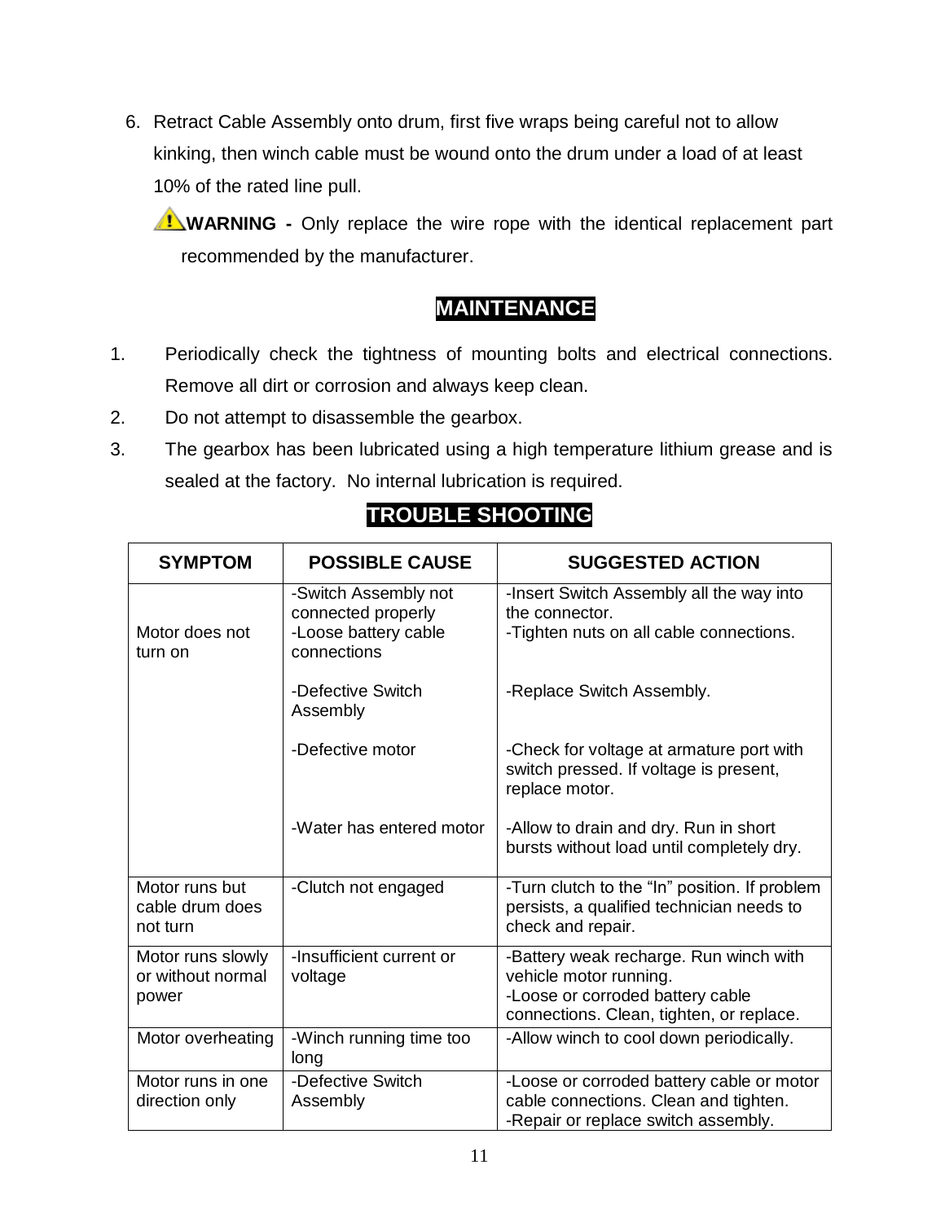6. Retract Cable Assembly onto drum, first five wraps being careful not to allow kinking, then winch cable must be wound onto the drum under a load of at least 10% of the rated line pull.

⚠**WARNING -** Only replace the wire rope with the identical replacement part recommended by the manufacturer.

## MAINTENANCE

1. Periodically check the tightness of mounting bolts and electrical connections. Remove all dirt or corrosion and always keep clean.
2. Do not attempt to disassemble the gearbox.
3. The gearbox has been lubricated using a high temperature lithium grease and is sealed at the factory. No internal lubrication is required.

## TROUBLE SHOOTING

| SYMPTOM | POSSIBLE CAUSE | SUGGESTED ACTION |
|---|---|---|
| Motor does not turn on | -Switch Assembly not connected properly<br>-Loose battery cable connections | -Insert Switch Assembly all the way into the connector.<br>-Tighten nuts on all cable connections. |
| | -Defective Switch Assembly | -Replace Switch Assembly. |
| | -Defective motor | -Check for voltage at armature port with switch pressed. If voltage is present, replace motor. |
| | -Water has entered motor | -Allow to drain and dry. Run in short bursts without load until completely dry. |
| Motor runs but cable drum does not turn | -Clutch not engaged | -Turn clutch to the "In" position. If problem persists, a qualified technician needs to check and repair. |
| Motor runs slowly or without normal power | -Insufficient current or voltage | -Battery weak recharge. Run winch with vehicle motor running.<br>-Loose or corroded battery cable connections. Clean, tighten, or replace. |
| Motor overheating | -Winch running time too long | -Allow winch to cool down periodically. |
| Motor runs in one direction only | -Defective Switch Assembly | -Loose or corroded battery cable or motor cable connections. Clean and tighten.<br>-Repair or replace switch assembly. |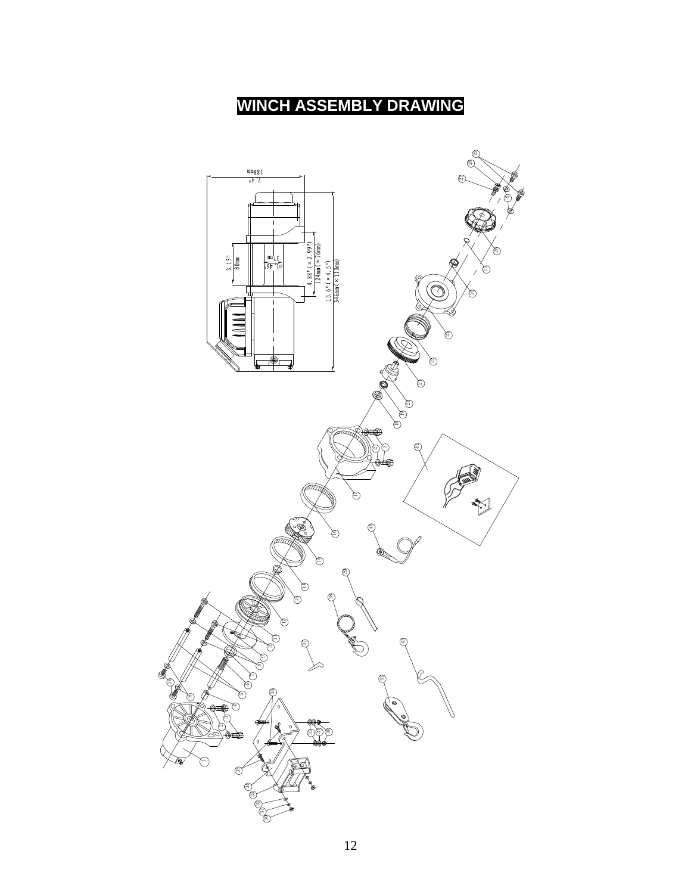# WINCH ASSEMBLY DRAWING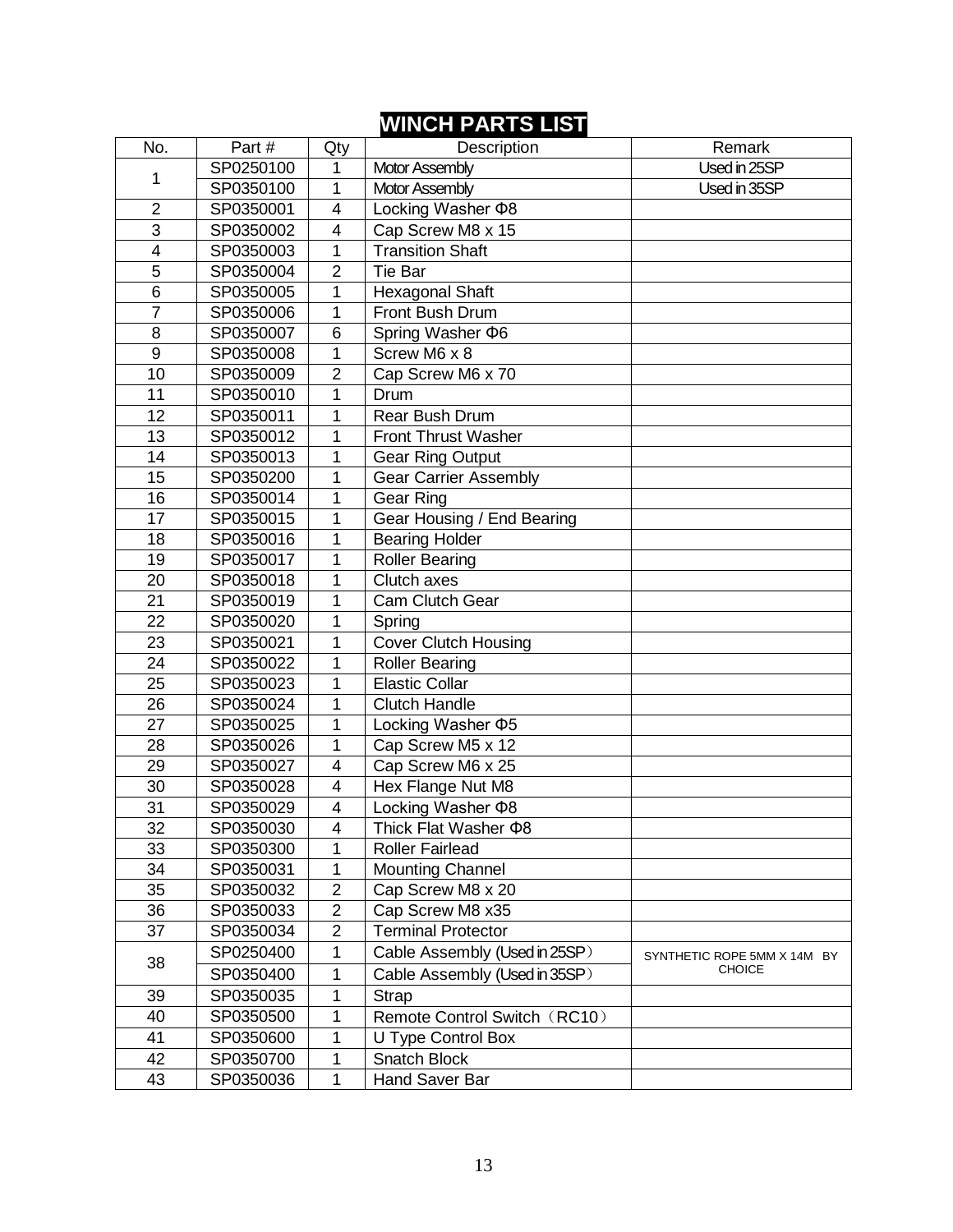# WINCH PARTS LIST

| No. | Part # | Qty | Description | Remark |
|---|---|---|---|---|
| 1 | SP0250100 | 1 | Motor Assembly | Used in 25SP |
| | SP0350100 | 1 | Motor Assembly | Used in 35SP |
| 2 | SP0350001 | 4 | Locking Washer Φ8 | |
| 3 | SP0350002 | 4 | Cap Screw M8 x 15 | |
| 4 | SP0350003 | 1 | Transition Shaft | |
| 5 | SP0350004 | 2 | Tie Bar | |
| 6 | SP0350005 | 1 | Hexagonal Shaft | |
| 7 | SP0350006 | 1 | Front Bush Drum | |
| 8 | SP0350007 | 6 | Spring Washer Φ6 | |
| 9 | SP0350008 | 1 | Screw M6 x 8 | |
| 10 | SP0350009 | 2 | Cap Screw M6 x 70 | |
| 11 | SP0350010 | 1 | Drum | |
| 12 | SP0350011 | 1 | Rear Bush Drum | |
| 13 | SP0350012 | 1 | Front Thrust Washer | |
| 14 | SP0350013 | 1 | Gear Ring Output | |
| 15 | SP0350200 | 1 | Gear Carrier Assembly | |
| 16 | SP0350014 | 1 | Gear Ring | |
| 17 | SP0350015 | 1 | Gear Housing / End Bearing | |
| 18 | SP0350016 | 1 | Bearing Holder | |
| 19 | SP0350017 | 1 | Roller Bearing | |
| 20 | SP0350018 | 1 | Clutch axes | |
| 21 | SP0350019 | 1 | Cam Clutch Gear | |
| 22 | SP0350020 | 1 | Spring | |
| 23 | SP0350021 | 1 | Cover Clutch Housing | |
| 24 | SP0350022 | 1 | Roller Bearing | |
| 25 | SP0350023 | 1 | Elastic Collar | |
| 26 | SP0350024 | 1 | Clutch Handle | |
| 27 | SP0350025 | 1 | Locking Washer Φ5 | |
| 28 | SP0350026 | 1 | Cap Screw M5 x 12 | |
| 29 | SP0350027 | 4 | Cap Screw M6 x 25 | |
| 30 | SP0350028 | 4 | Hex Flange Nut M8 | |
| 31 | SP0350029 | 4 | Locking Washer Φ8 | |
| 32 | SP0350030 | 4 | Thick Flat Washer Φ8 | |
| 33 | SP0350300 | 1 | Roller Fairlead | |
| 34 | SP0350031 | 1 | Mounting Channel | |
| 35 | SP0350032 | 2 | Cap Screw M8 x 20 | |
| 36 | SP0350033 | 2 | Cap Screw M8 x35 | |
| 37 | SP0350034 | 2 | Terminal Protector | |
| 38 | SP0250400 | 1 | Cable Assembly (Used in 25SP) | SYNTHETIC ROPE 5MM X 14M BY CHOICE |
| | SP0350400 | 1 | Cable Assembly (Used in 35SP) | |
| 39 | SP0350035 | 1 | Strap | |
| 40 | SP0350500 | 1 | Remote Control Switch（RC10） | |
| 41 | SP0350600 | 1 | U Type Control Box | |
| 42 | SP0350700 | 1 | Snatch Block | |
| 43 | SP0350036 | 1 | Hand Saver Bar | |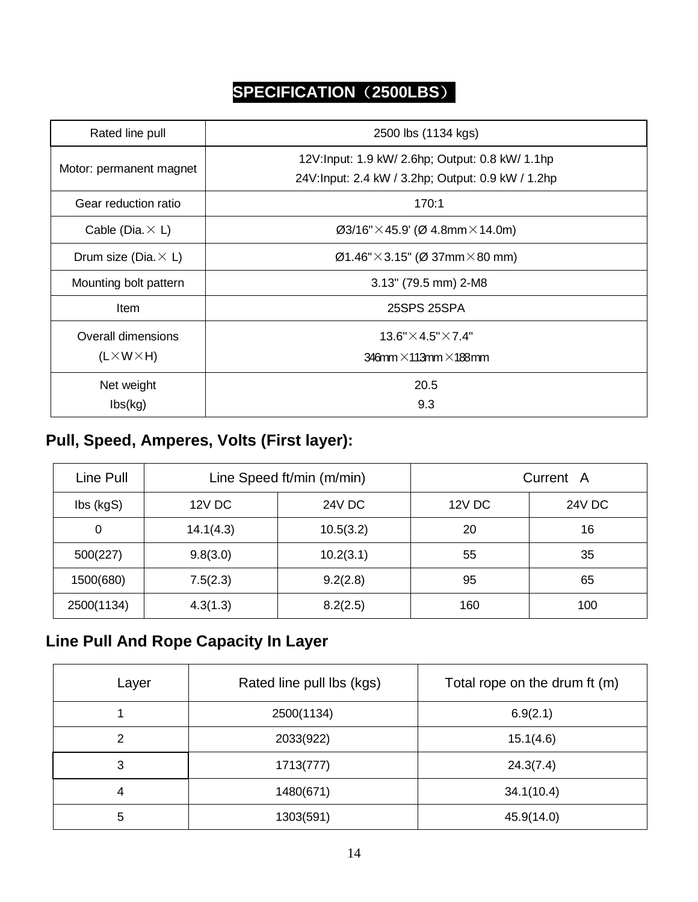# SPECIFICATION（2500LBS）

| Rated line pull | 2500 lbs (1134 kgs) |
|---|---|
| Motor: permanent magnet | 12V:Input: 1.9 kW/ 2.6hp; Output: 0.8 kW/ 1.1hp<br>24V:Input: 2.4 kW / 3.2hp; Output: 0.9 kW / 1.2hp |
| Gear reduction ratio | 170:1 |
| Cable (Dia.× L) | Ø3/16"×45.9' (Ø 4.8mm×14.0m) |
| Drum size (Dia.× L) | Ø1.46"×3.15" (Ø 37mm×80 mm) |
| Mounting bolt pattern | 3.13" (79.5 mm) 2-M8 |
| Item | 25SPS 25SPA |
| Overall dimensions<br>(L×W×H) | 13.6"×4.5"×7.4"<br>346mm ×113mm ×188mm |
| Net weight<br>Ibs(kg) | 20.5<br>9.3 |

## Pull, Speed, Amperes, Volts (First layer):

| Line Pull | Line Speed ft/min (m/min) | | Current A | |
|---|---|---|---|---|
| Ibs (kgS) | 12V DC | 24V DC | 12V DC | 24V DC |
| 0 | 14.1(4.3) | 10.5(3.2) | 20 | 16 |
| 500(227) | 9.8(3.0) | 10.2(3.1) | 55 | 35 |
| 1500(680) | 7.5(2.3) | 9.2(2.8) | 95 | 65 |
| 2500(1134) | 4.3(1.3) | 8.2(2.5) | 160 | 100 |

## Line Pull And Rope Capacity In Layer

| Layer | Rated line pull lbs (kgs) | Total rope on the drum ft (m) |
|---|---|---|
| 1 | 2500(1134) | 6.9(2.1) |
| 2 | 2033(922) | 15.1(4.6) |
| 3 | 1713(777) | 24.3(7.4) |
| 4 | 1480(671) | 34.1(10.4) |
| 5 | 1303(591) | 45.9(14.0) |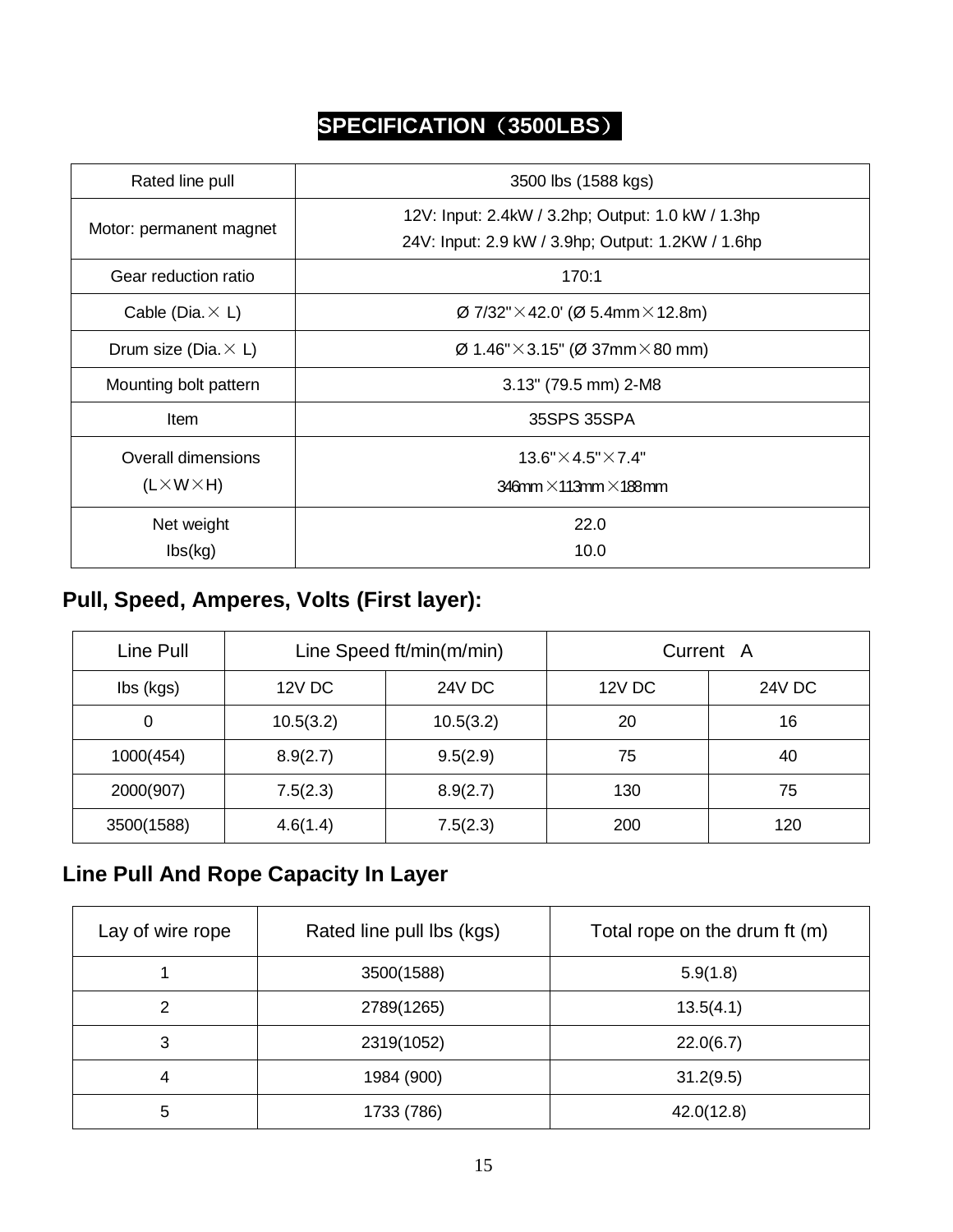# SPECIFICATION（3500LBS）

| Rated line pull | 3500 lbs (1588 kgs) |
|---|---|
| Motor: permanent magnet | 12V: Input: 2.4kW / 3.2hp; Output: 1.0 kW / 1.3hp<br>24V: Input: 2.9 kW / 3.9hp; Output: 1.2KW / 1.6hp |
| Gear reduction ratio | 170:1 |
| Cable (Dia.× L) | Ø 7/32"×42.0' (Ø 5.4mm×12.8m) |
| Drum size (Dia.× L) | Ø 1.46"×3.15" (Ø 37mm×80 mm) |
| Mounting bolt pattern | 3.13" (79.5 mm) 2-M8 |
| Item | 35SPS 35SPA |
| Overall dimensions (L×W×H) | 13.6"×4.5"×7.4"<br>346mm ×113mm ×188mm |
| Net weight lbs(kg) | 22.0<br>10.0 |

## Pull, Speed, Amperes, Volts (First layer):

| Line Pull | Line Speed ft/min(m/min) | | Current A | |
|---|---|---|---|---|
| lbs (kgs) | 12V DC | 24V DC | 12V DC | 24V DC |
| 0 | 10.5(3.2) | 10.5(3.2) | 20 | 16 |
| 1000(454) | 8.9(2.7) | 9.5(2.9) | 75 | 40 |
| 2000(907) | 7.5(2.3) | 8.9(2.7) | 130 | 75 |
| 3500(1588) | 4.6(1.4) | 7.5(2.3) | 200 | 120 |

## Line Pull And Rope Capacity In Layer

| Lay of wire rope | Rated line pull lbs (kgs) | Total rope on the drum ft (m) |
|---|---|---|
| 1 | 3500(1588) | 5.9(1.8) |
| 2 | 2789(1265) | 13.5(4.1) |
| 3 | 2319(1052) | 22.0(6.7) |
| 4 | 1984 (900) | 31.2(9.5) |
| 5 | 1733 (786) | 42.0(12.8) |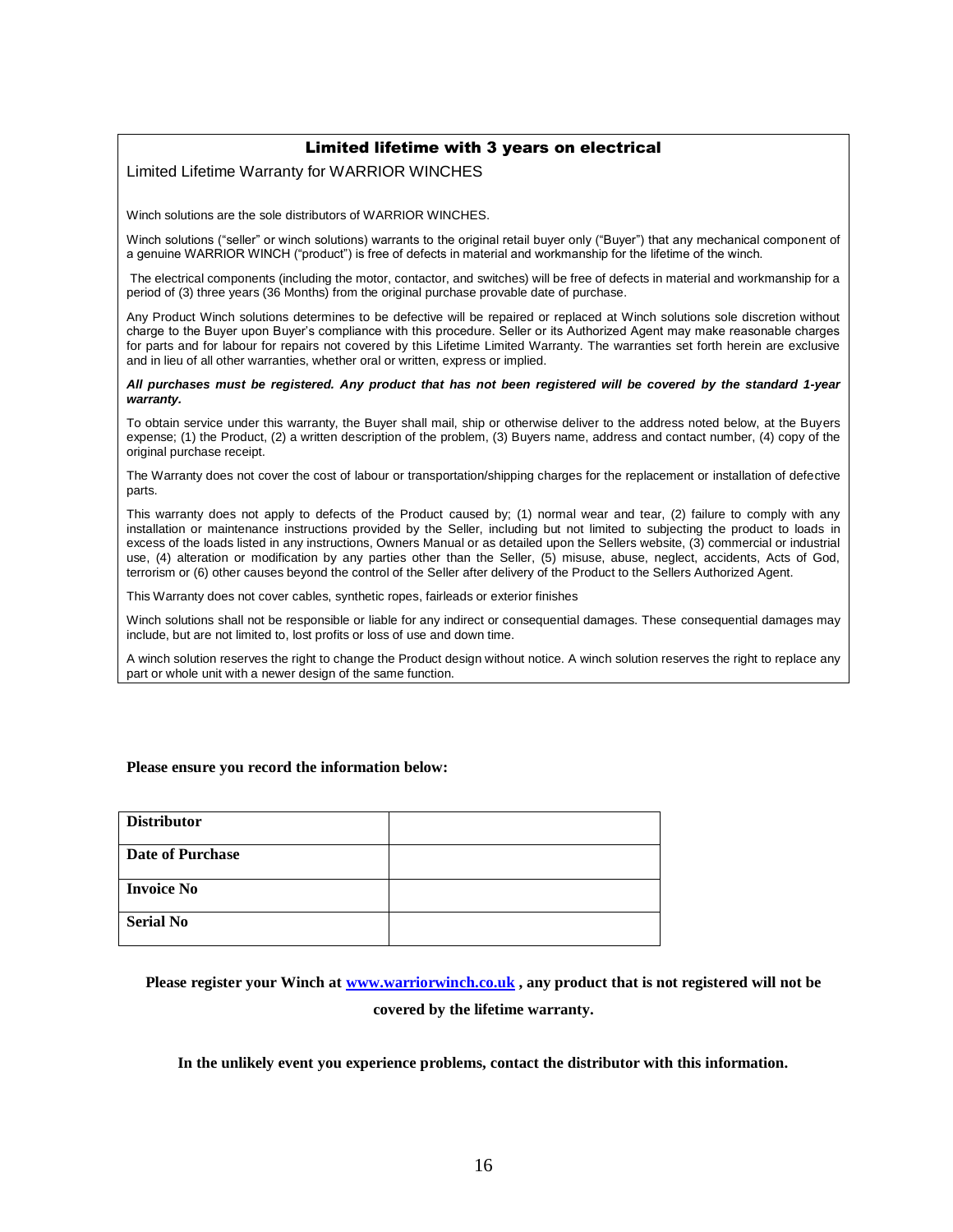## Limited lifetime with 3 years on electrical

Limited Lifetime Warranty for WARRIOR WINCHES

Winch solutions are the sole distributors of WARRIOR WINCHES.

Winch solutions ("seller" or winch solutions) warrants to the original retail buyer only ("Buyer") that any mechanical component of a genuine WARRIOR WINCH ("product") is free of defects in material and workmanship for the lifetime of the winch.

The electrical components (including the motor, contactor, and switches) will be free of defects in material and workmanship for a period of (3) three years (36 Months) from the original purchase provable date of purchase.

Any Product Winch solutions determines to be defective will be repaired or replaced at Winch solutions sole discretion without charge to the Buyer upon Buyer's compliance with this procedure. Seller or its Authorized Agent may make reasonable charges for parts and for labour for repairs not covered by this Lifetime Limited Warranty. The warranties set forth herein are exclusive and in lieu of all other warranties, whether oral or written, express or implied.

***All purchases must be registered. Any product that has not been registered will be covered by the standard 1-year warranty.***

To obtain service under this warranty, the Buyer shall mail, ship or otherwise deliver to the address noted below, at the Buyers expense; (1) the Product, (2) a written description of the problem, (3) Buyers name, address and contact number, (4) copy of the original purchase receipt.

The Warranty does not cover the cost of labour or transportation/shipping charges for the replacement or installation of defective parts.

This warranty does not apply to defects of the Product caused by; (1) normal wear and tear, (2) failure to comply with any installation or maintenance instructions provided by the Seller, including but not limited to subjecting the product to loads in excess of the loads listed in any instructions, Owners Manual or as detailed upon the Sellers website, (3) commercial or industrial use, (4) alteration or modification by any parties other than the Seller, (5) misuse, abuse, neglect, accidents, Acts of God, terrorism or (6) other causes beyond the control of the Seller after delivery of the Product to the Sellers Authorized Agent.

This Warranty does not cover cables, synthetic ropes, fairleads or exterior finishes

Winch solutions shall not be responsible or liable for any indirect or consequential damages. These consequential damages may include, but are not limited to, lost profits or loss of use and down time.

A winch solution reserves the right to change the Product design without notice. A winch solution reserves the right to replace any part or whole unit with a newer design of the same function.

**Please ensure you record the information below:**

| | |
|---|---|
| **Distributor** | |
| **Date of Purchase** | |
| **Invoice No** | |
| **Serial No** | |

**Please register your Winch at [www.warriorwinch.co.uk](http://www.warriorwinch.co.uk) , any product that is not registered will not be covered by the lifetime warranty.**

**In the unlikely event you experience problems, contact the distributor with this information.**